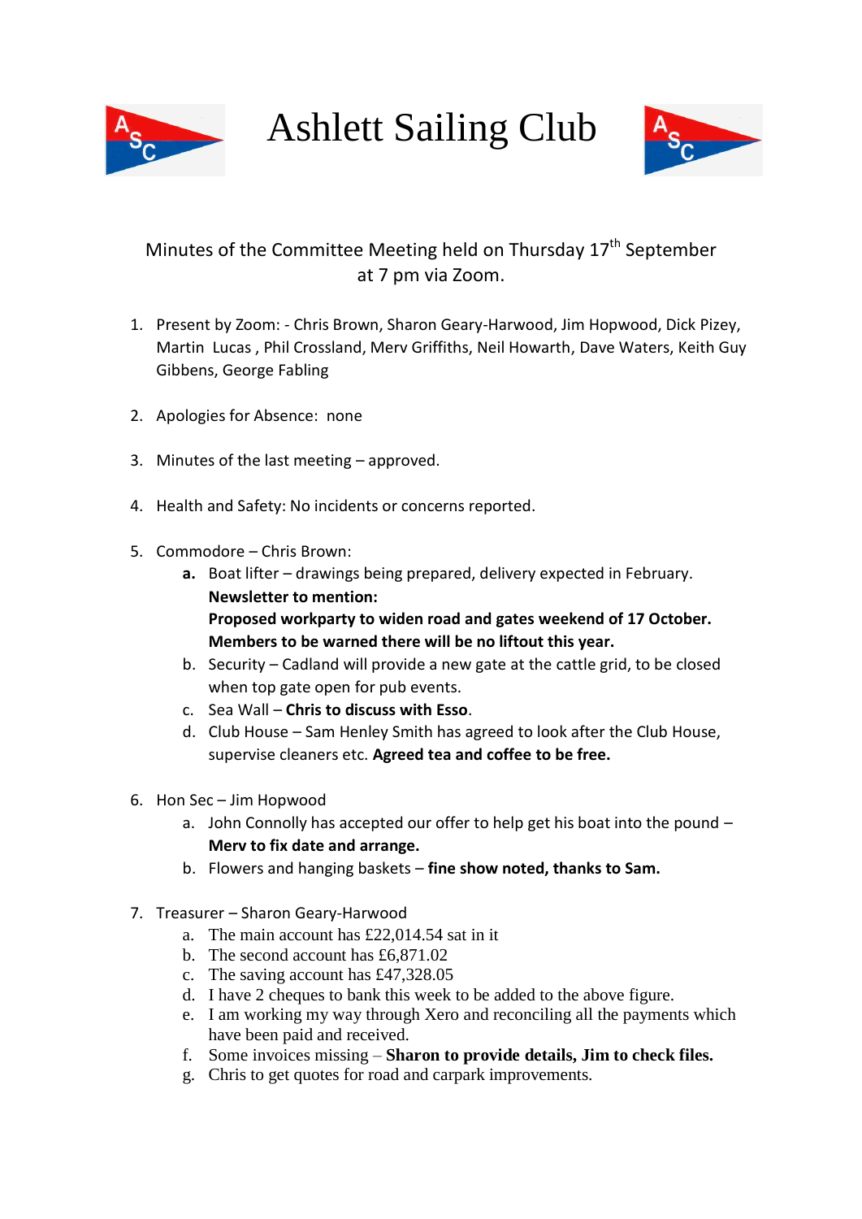# Ashlett Sailing Club

Minutes of the Committee Meeting held on Thursday 17th September at 7 pm via Zoom.

1. Present by Zoom: - Chris Brown, Sharon Geary-Harwood, Jim Hopwood, Dick Pizey, Martin Lucas , Phil Crossland, Merv Griffiths, Neil Howarth, Dave Waters, Keith Guy Gibbens, George Fabling

2. Apologies for Absence: none

3. Minutes of the last meeting – approved.

4. Health and Safety: No incidents or concerns reported.

5. Commodore – Chris Brown:
   a. Boat lifter – drawings being prepared, delivery expected in February.
      **Newsletter to mention:**
      **Proposed workparty to widen road and gates weekend of 17 October.**
      **Members to be warned there will be no liftout this year.**
   b. Security – Cadland will provide a new gate at the cattle grid, to be closed when top gate open for pub events.
   c. Sea Wall – **Chris to discuss with Esso**.
   d. Club House – Sam Henley Smith has agreed to look after the Club House, supervise cleaners etc. **Agreed tea and coffee to be free.**

6. Hon Sec – Jim Hopwood
   a. John Connolly has accepted our offer to help get his boat into the pound – **Merv to fix date and arrange.**
   b. Flowers and hanging baskets – **fine show noted, thanks to Sam.**

7. Treasurer – Sharon Geary-Harwood
   a. The main account has £22,014.54 sat in it
   b. The second account has £6,871.02
   c. The saving account has £47,328.05
   d. I have 2 cheques to bank this week to be added to the above figure.
   e. I am working my way through Xero and reconciling all the payments which have been paid and received.
   f. Some invoices missing – **Sharon to provide details, Jim to check files.**
   g. Chris to get quotes for road and carpark improvements.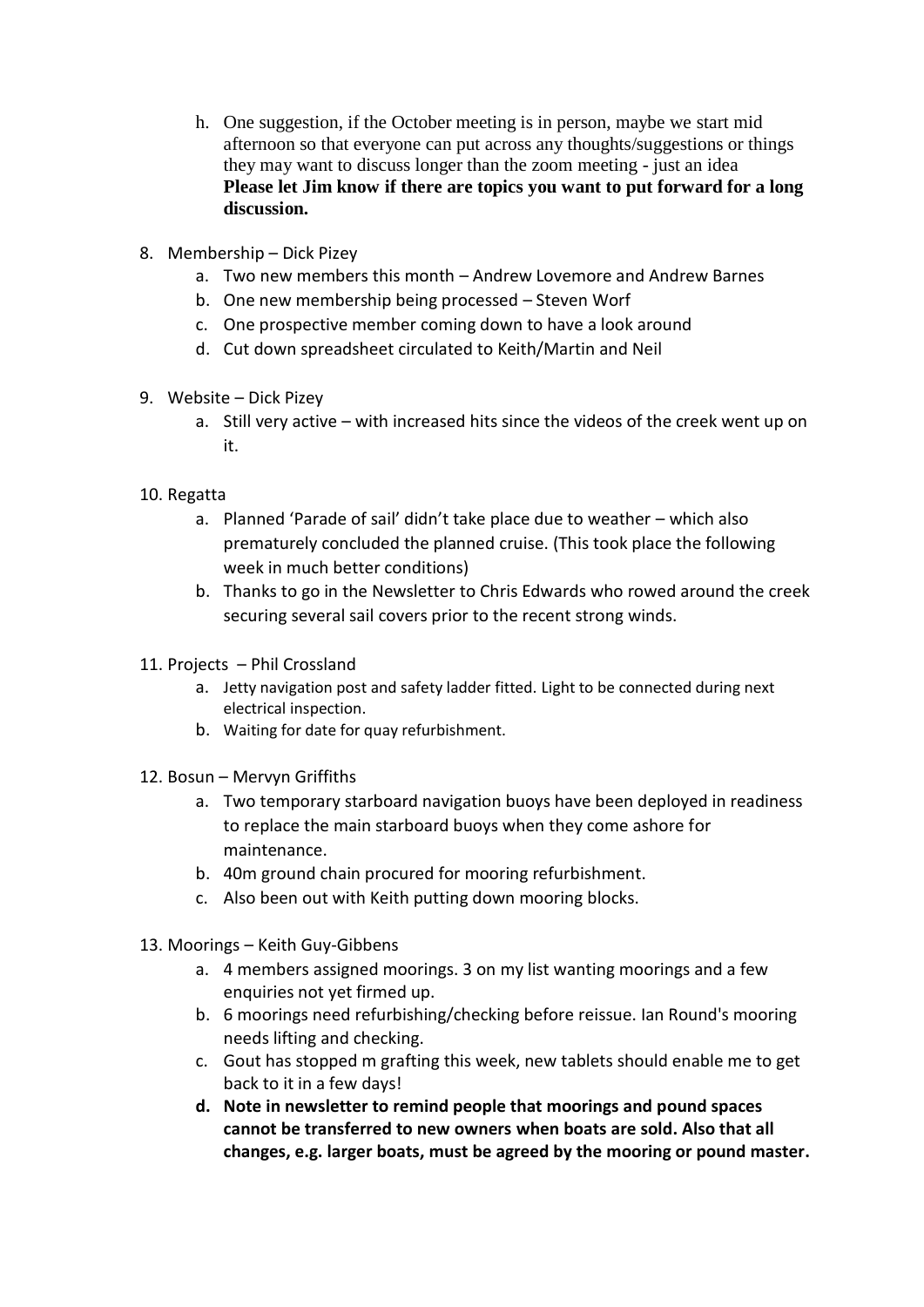h. One suggestion, if the October meeting is in person, maybe we start mid afternoon so that everyone can put across any thoughts/suggestions or things they may want to discuss longer than the zoom meeting - just an idea
   **Please let Jim know if there are topics you want to put forward for a long discussion.**

8. Membership – Dick Pizey
   a. Two new members this month – Andrew Lovemore and Andrew Barnes
   b. One new membership being processed – Steven Worf
   c. One prospective member coming down to have a look around
   d. Cut down spreadsheet circulated to Keith/Martin and Neil

9. Website – Dick Pizey
   a. Still very active – with increased hits since the videos of the creek went up on it.

10. Regatta
    a. Planned 'Parade of sail' didn't take place due to weather – which also prematurely concluded the planned cruise. (This took place the following week in much better conditions)
    b. Thanks to go in the Newsletter to Chris Edwards who rowed around the creek securing several sail covers prior to the recent strong winds.

11. Projects – Phil Crossland
    a. Jetty navigation post and safety ladder fitted. Light to be connected during next electrical inspection.
    b. Waiting for date for quay refurbishment.

12. Bosun – Mervyn Griffiths
    a. Two temporary starboard navigation buoys have been deployed in readiness to replace the main starboard buoys when they come ashore for maintenance.
    b. 40m ground chain procured for mooring refurbishment.
    c. Also been out with Keith putting down mooring blocks.

13. Moorings – Keith Guy-Gibbens
    a. 4 members assigned moorings. 3 on my list wanting moorings and a few enquiries not yet firmed up.
    b. 6 moorings need refurbishing/checking before reissue. Ian Round's mooring needs lifting and checking.
    c. Gout has stopped m grafting this week, new tablets should enable me to get back to it in a few days!
    d. **Note in newsletter to remind people that moorings and pound spaces cannot be transferred to new owners when boats are sold. Also that all changes, e.g. larger boats, must be agreed by the mooring or pound master.**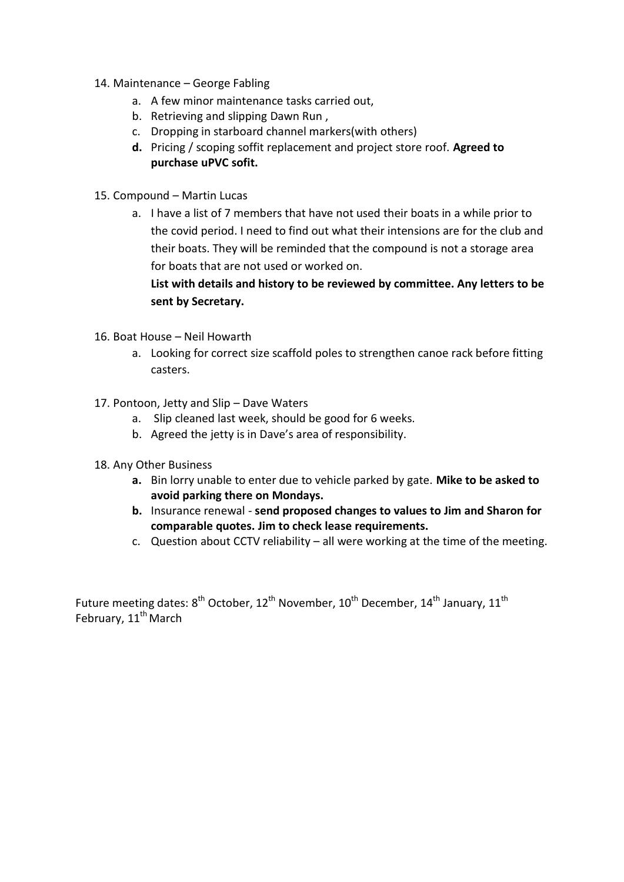14. Maintenance – George Fabling
    a. A few minor maintenance tasks carried out,
    b. Retrieving and slipping Dawn Run ,
    c. Dropping in starboard channel markers(with others)
    d. Pricing / scoping soffit replacement and project store roof. **Agreed to purchase uPVC sofit.**

15. Compound – Martin Lucas
    a. I have a list of 7 members that have not used their boats in a while prior to the covid period. I need to find out what their intensions are for the club and their boats. They will be reminded that the compound is not a storage area for boats that are not used or worked on.
    **List with details and history to be reviewed by committee. Any letters to be sent by Secretary.**

16. Boat House – Neil Howarth
    a. Looking for correct size scaffold poles to strengthen canoe rack before fitting casters.

17. Pontoon, Jetty and Slip – Dave Waters
    a. Slip cleaned last week, should be good for 6 weeks.
    b. Agreed the jetty is in Dave's area of responsibility.

18. Any Other Business
    a. Bin lorry unable to enter due to vehicle parked by gate. **Mike to be asked to avoid parking there on Mondays.**
    b. Insurance renewal - **send proposed changes to values to Jim and Sharon for comparable quotes. Jim to check lease requirements.**
    c. Question about CCTV reliability – all were working at the time of the meeting.

Future meeting dates: 8th October, 12th November, 10th December, 14th January, 11th February, 11th March